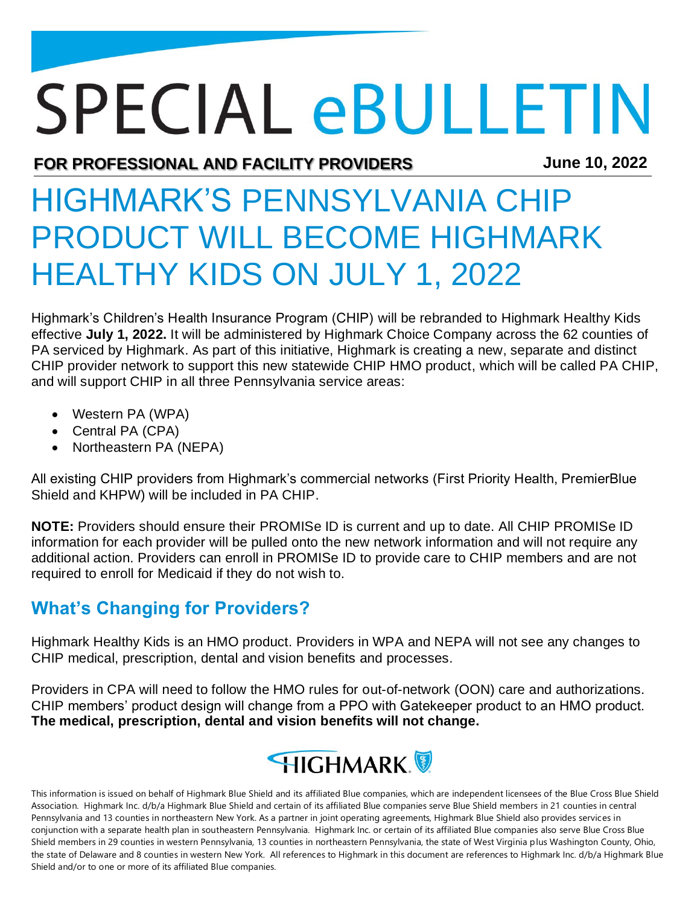# SPECIAL eBULLETIN

**FOR PROFESSIONAL AND FACILITY PROVIDERS** **June 10, 2022**

# HIGHMARK'S PENNSYLVANIA CHIP PRODUCT WILL BECOME HIGHMARK HEALTHY KIDS ON JULY 1, 2022

Highmark's Children's Health Insurance Program (CHIP) will be rebranded to Highmark Healthy Kids effective **July 1, 2022.** It will be administered by Highmark Choice Company across the 62 counties of PA serviced by Highmark. As part of this initiative, Highmark is creating a new, separate and distinct CHIP provider network to support this new statewide CHIP HMO product, which will be called PA CHIP, and will support CHIP in all three Pennsylvania service areas:

- Western PA (WPA)
- Central PA (CPA)
- Northeastern PA (NEPA)

All existing CHIP providers from Highmark's commercial networks (First Priority Health, PremierBlue Shield and KHPW) will be included in PA CHIP.

**NOTE:** Providers should ensure their PROMISe ID is current and up to date. All CHIP PROMISe ID information for each provider will be pulled onto the new network information and will not require any additional action. Providers can enroll in PROMISe ID to provide care to CHIP members and are not required to enroll for Medicaid if they do not wish to.

## What's Changing for Providers?

Highmark Healthy Kids is an HMO product. Providers in WPA and NEPA will not see any changes to CHIP medical, prescription, dental and vision benefits and processes.

Providers in CPA will need to follow the HMO rules for out-of-network (OON) care and authorizations. CHIP members' product design will change from a PPO with Gatekeeper product to an HMO product. **The medical, prescription, dental and vision benefits will not change.**

HIGHMARK

This information is issued on behalf of Highmark Blue Shield and its affiliated Blue companies, which are independent licensees of the Blue Cross Blue Shield Association. Highmark Inc. d/b/a Highmark Blue Shield and certain of its affiliated Blue companies serve Blue Shield members in 21 counties in central Pennsylvania and 13 counties in northeastern New York. As a partner in joint operating agreements, Highmark Blue Shield also provides services in conjunction with a separate health plan in southeastern Pennsylvania. Highmark Inc. or certain of its affiliated Blue companies also serve Blue Cross Blue Shield members in 29 counties in western Pennsylvania, 13 counties in northeastern Pennsylvania, the state of West Virginia plus Washington County, Ohio, the state of Delaware and 8 counties in western New York. All references to Highmark in this document are references to Highmark Inc. d/b/a Highmark Blue Shield and/or to one or more of its affiliated Blue companies.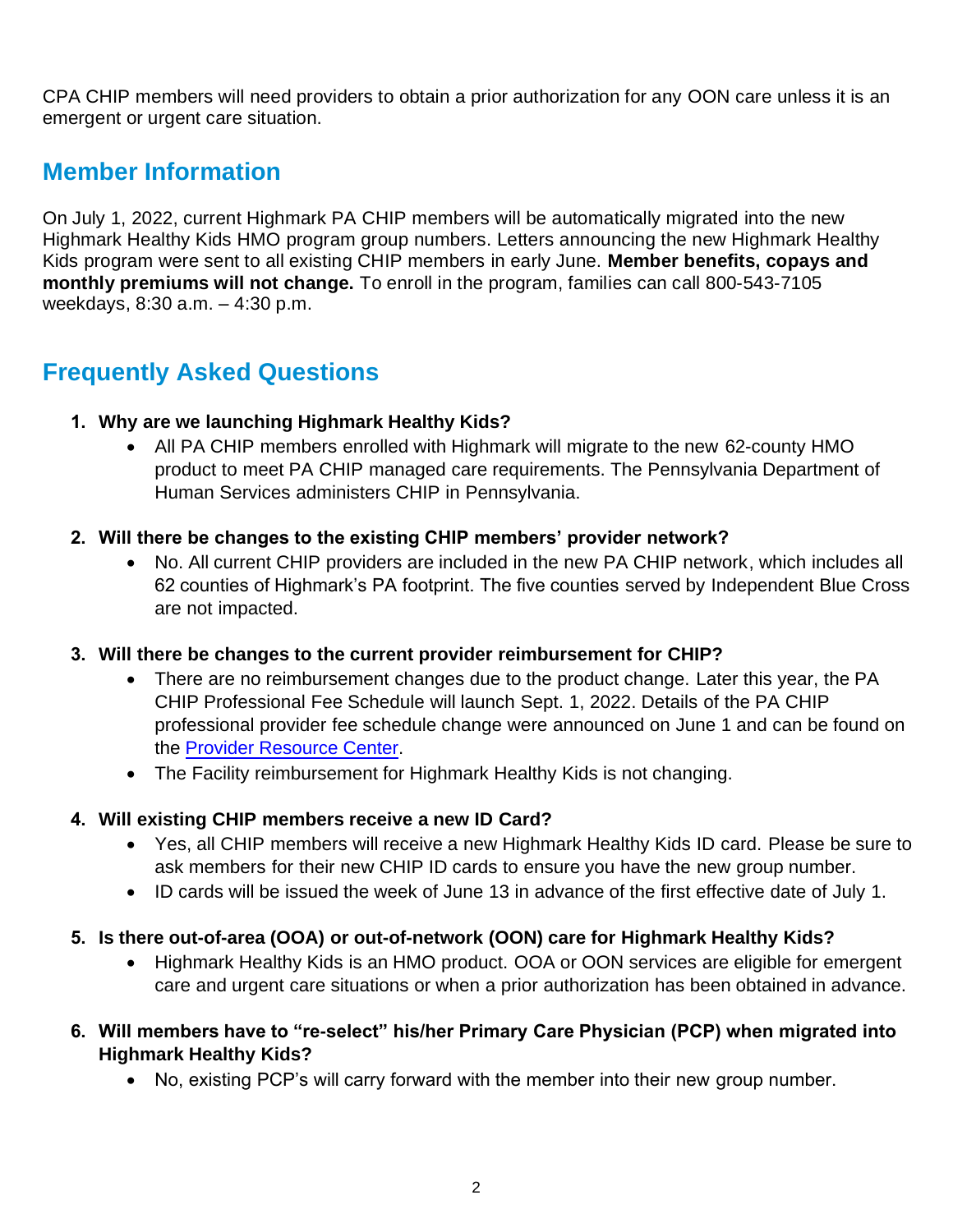CPA CHIP members will need providers to obtain a prior authorization for any OON care unless it is an emergent or urgent care situation.

## Member Information

On July 1, 2022, current Highmark PA CHIP members will be automatically migrated into the new Highmark Healthy Kids HMO program group numbers. Letters announcing the new Highmark Healthy Kids program were sent to all existing CHIP members in early June. **Member benefits, copays and monthly premiums will not change.** To enroll in the program, families can call 800-543-7105 weekdays, 8:30 a.m. – 4:30 p.m.

## Frequently Asked Questions

1. **Why are we launching Highmark Healthy Kids?**
    - All PA CHIP members enrolled with Highmark will migrate to the new 62-county HMO product to meet PA CHIP managed care requirements. The Pennsylvania Department of Human Services administers CHIP in Pennsylvania.

2. **Will there be changes to the existing CHIP members' provider network?**
    - No. All current CHIP providers are included in the new PA CHIP network, which includes all 62 counties of Highmark's PA footprint. The five counties served by Independent Blue Cross are not impacted.

3. **Will there be changes to the current provider reimbursement for CHIP?**
    - There are no reimbursement changes due to the product change. Later this year, the PA CHIP Professional Fee Schedule will launch Sept. 1, 2022. Details of the PA CHIP professional provider fee schedule change were announced on June 1 and can be found on the Provider Resource Center.
    - The Facility reimbursement for Highmark Healthy Kids is not changing.

4. **Will existing CHIP members receive a new ID Card?**
    - Yes, all CHIP members will receive a new Highmark Healthy Kids ID card. Please be sure to ask members for their new CHIP ID cards to ensure you have the new group number.
    - ID cards will be issued the week of June 13 in advance of the first effective date of July 1.

5. **Is there out-of-area (OOA) or out-of-network (OON) care for Highmark Healthy Kids?**
    - Highmark Healthy Kids is an HMO product. OOA or OON services are eligible for emergent care and urgent care situations or when a prior authorization has been obtained in advance.

6. **Will members have to "re-select" his/her Primary Care Physician (PCP) when migrated into Highmark Healthy Kids?**
    - No, existing PCP's will carry forward with the member into their new group number.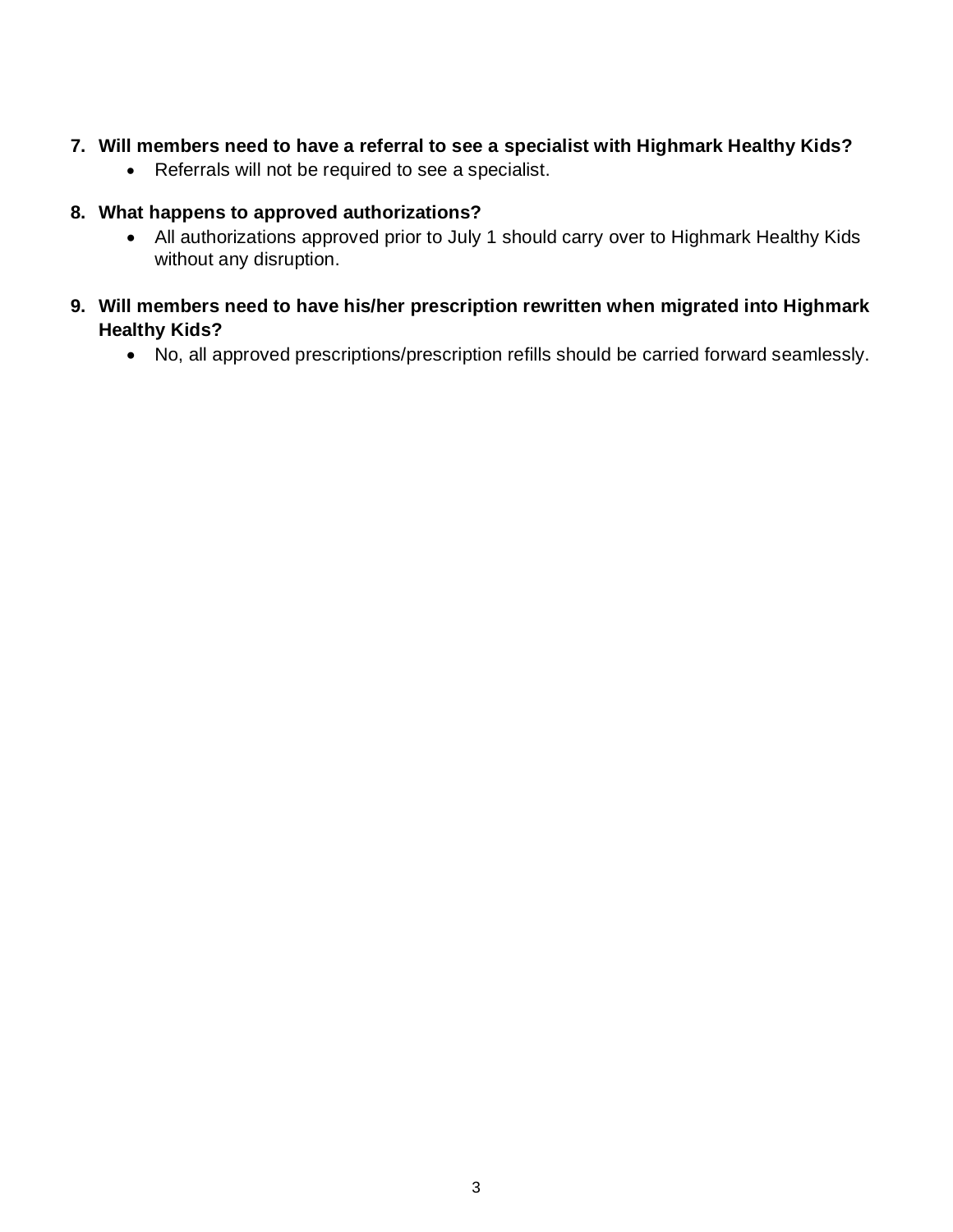7. **Will members need to have a referral to see a specialist with Highmark Healthy Kids?**
    - Referrals will not be required to see a specialist.

8. **What happens to approved authorizations?**
    - All authorizations approved prior to July 1 should carry over to Highmark Healthy Kids without any disruption.

9. **Will members need to have his/her prescription rewritten when migrated into Highmark Healthy Kids?**
    - No, all approved prescriptions/prescription refills should be carried forward seamlessly.